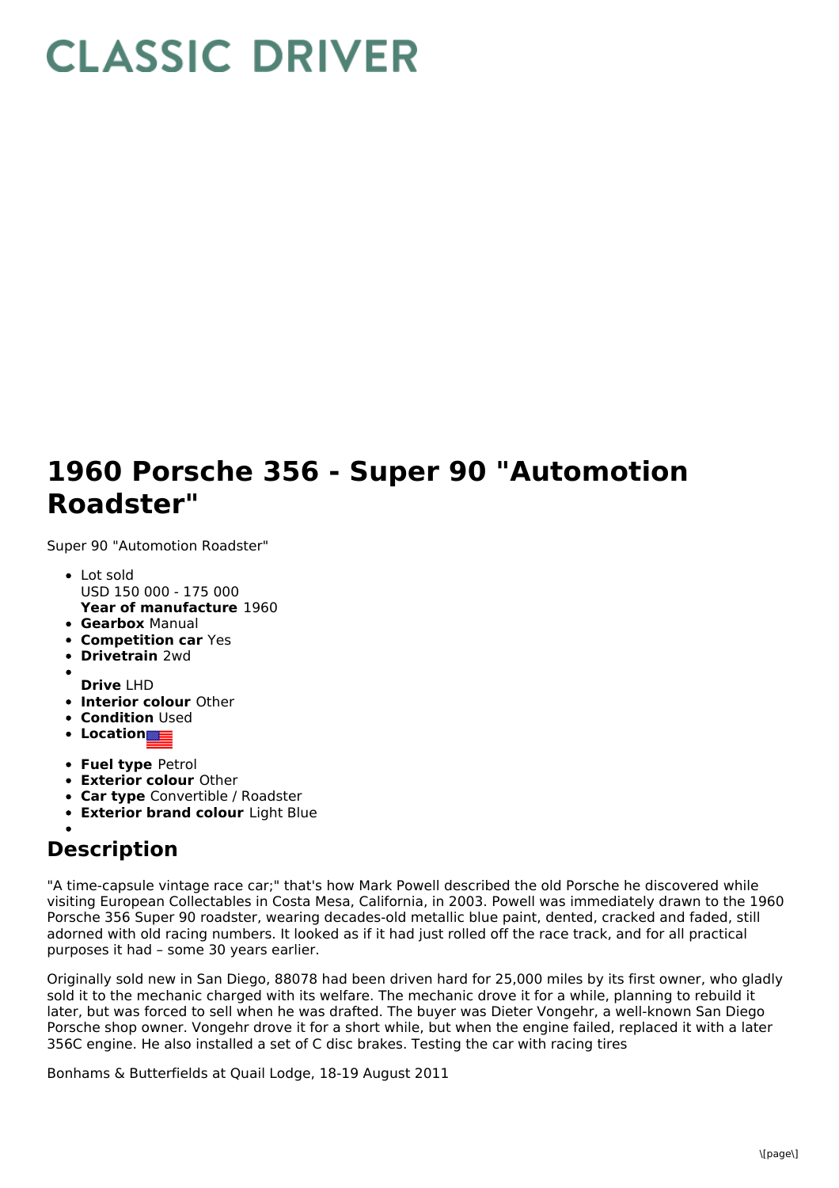# CLASSIC DRIVER

# 1960 Porsche 356 - Super 90 "Automotion Roadster"

Super 90 "Automotion Roadster"

- Lot sold  
USD 150 000 - 175 000  
**Year of manufacture** 1960
- **Gearbox** Manual
- **Competition car** Yes
- **Drivetrain** 2wd
- **Drive** LHD
- **Interior colour** Other
- **Condition** Used
- **Location**
- **Fuel type** Petrol
- **Exterior colour** Other
- **Car type** Convertible / Roadster
- **Exterior brand colour** Light Blue

## Description

"A time-capsule vintage race car;" that's how Mark Powell described the old Porsche he discovered while visiting European Collectables in Costa Mesa, California, in 2003. Powell was immediately drawn to the 1960 Porsche 356 Super 90 roadster, wearing decades-old metallic blue paint, dented, cracked and faded, still adorned with old racing numbers. It looked as if it had just rolled off the race track, and for all practical purposes it had – some 30 years earlier.

Originally sold new in San Diego, 88078 had been driven hard for 25,000 miles by its first owner, who gladly sold it to the mechanic charged with its welfare. The mechanic drove it for a while, planning to rebuild it later, but was forced to sell when he was drafted. The buyer was Dieter Vongehr, a well-known San Diego Porsche shop owner. Vongehr drove it for a short while, but when the engine failed, replaced it with a later 356C engine. He also installed a set of C disc brakes. Testing the car with racing tires

Bonhams & Butterfields at Quail Lodge, 18-19 August 2011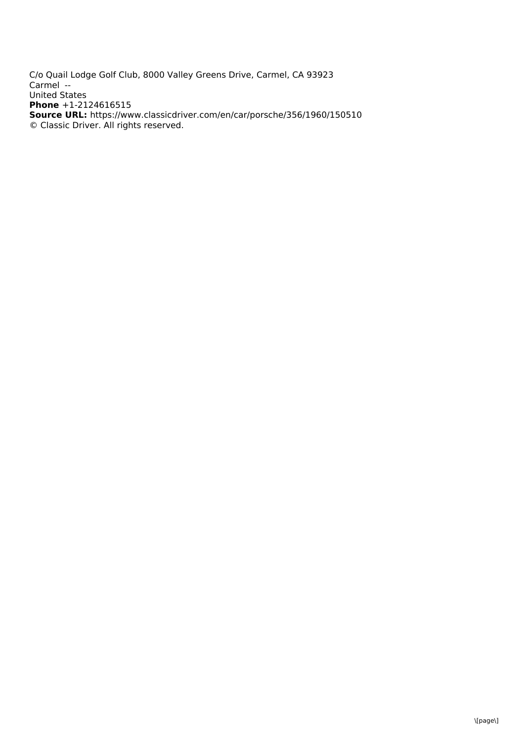C/o Quail Lodge Golf Club, 8000 Valley Greens Drive, Carmel, CA 93923
Carmel --
United States
**Phone** +1-2124616515
**Source URL:** https://www.classicdriver.com/en/car/porsche/356/1960/150510
© Classic Driver. All rights reserved.